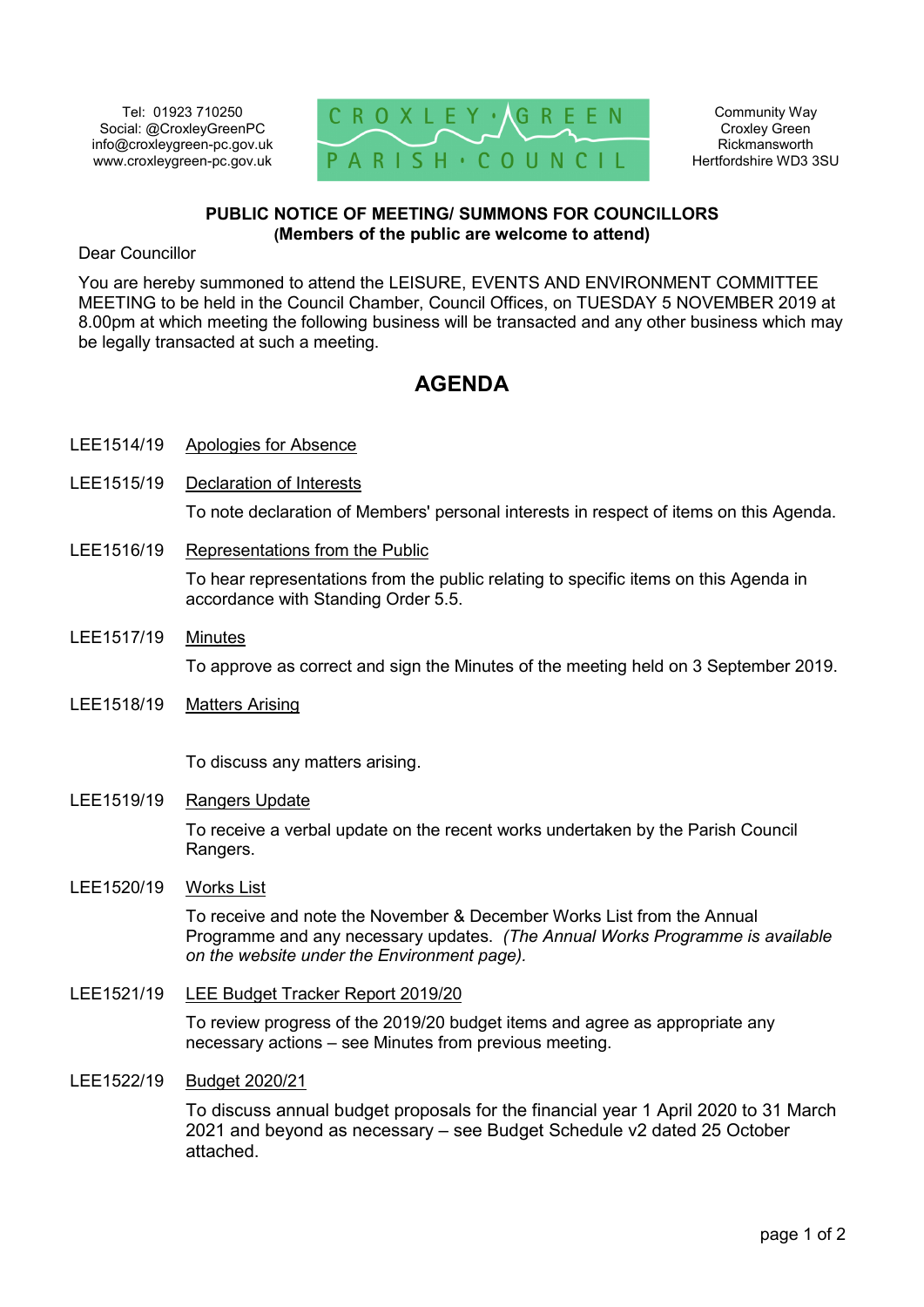Tel: 01923 710250
Social: @CroxleyGreenPC
info@croxleygreen-pc.gov.uk
www.croxleygreen-pc.gov.uk

CROXLEY • GREEN
PARISH • COUNCIL

Community Way
Croxley Green
Rickmansworth
Hertfordshire WD3 3SU

**PUBLIC NOTICE OF MEETING/ SUMMONS FOR COUNCILLORS**
**(Members of the public are welcome to attend)**

Dear Councillor

You are hereby summoned to attend the LEISURE, EVENTS AND ENVIRONMENT COMMITTEE MEETING to be held in the Council Chamber, Council Offices, on TUESDAY 5 NOVEMBER 2019 at 8.00pm at which meeting the following business will be transacted and any other business which may be legally transacted at such a meeting.

# AGENDA

LEE1514/19 Apologies for Absence

LEE1515/19 Declaration of Interests

To note declaration of Members' personal interests in respect of items on this Agenda.

LEE1516/19 Representations from the Public

To hear representations from the public relating to specific items on this Agenda in accordance with Standing Order 5.5.

LEE1517/19 Minutes

To approve as correct and sign the Minutes of the meeting held on 3 September 2019.

LEE1518/19 Matters Arising

To discuss any matters arising.

LEE1519/19 Rangers Update

To receive a verbal update on the recent works undertaken by the Parish Council Rangers.

LEE1520/19 Works List

To receive and note the November & December Works List from the Annual Programme and any necessary updates. *(The Annual Works Programme is available on the website under the Environment page).*

LEE1521/19 LEE Budget Tracker Report 2019/20

To review progress of the 2019/20 budget items and agree as appropriate any necessary actions – see Minutes from previous meeting.

LEE1522/19 Budget 2020/21

To discuss annual budget proposals for the financial year 1 April 2020 to 31 March 2021 and beyond as necessary – see Budget Schedule v2 dated 25 October attached.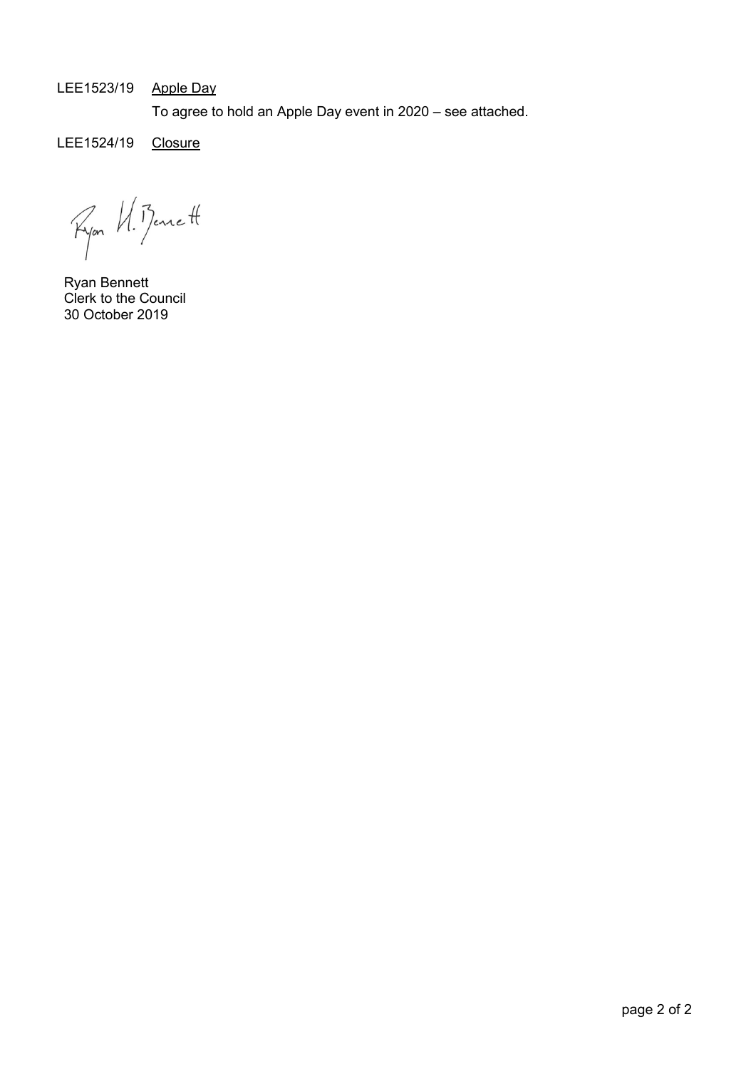LEE1523/19 Apple Day

To agree to hold an Apple Day event in 2020 – see attached.

LEE1524/19 Closure

Ryan Bennett
Clerk to the Council
30 October 2019